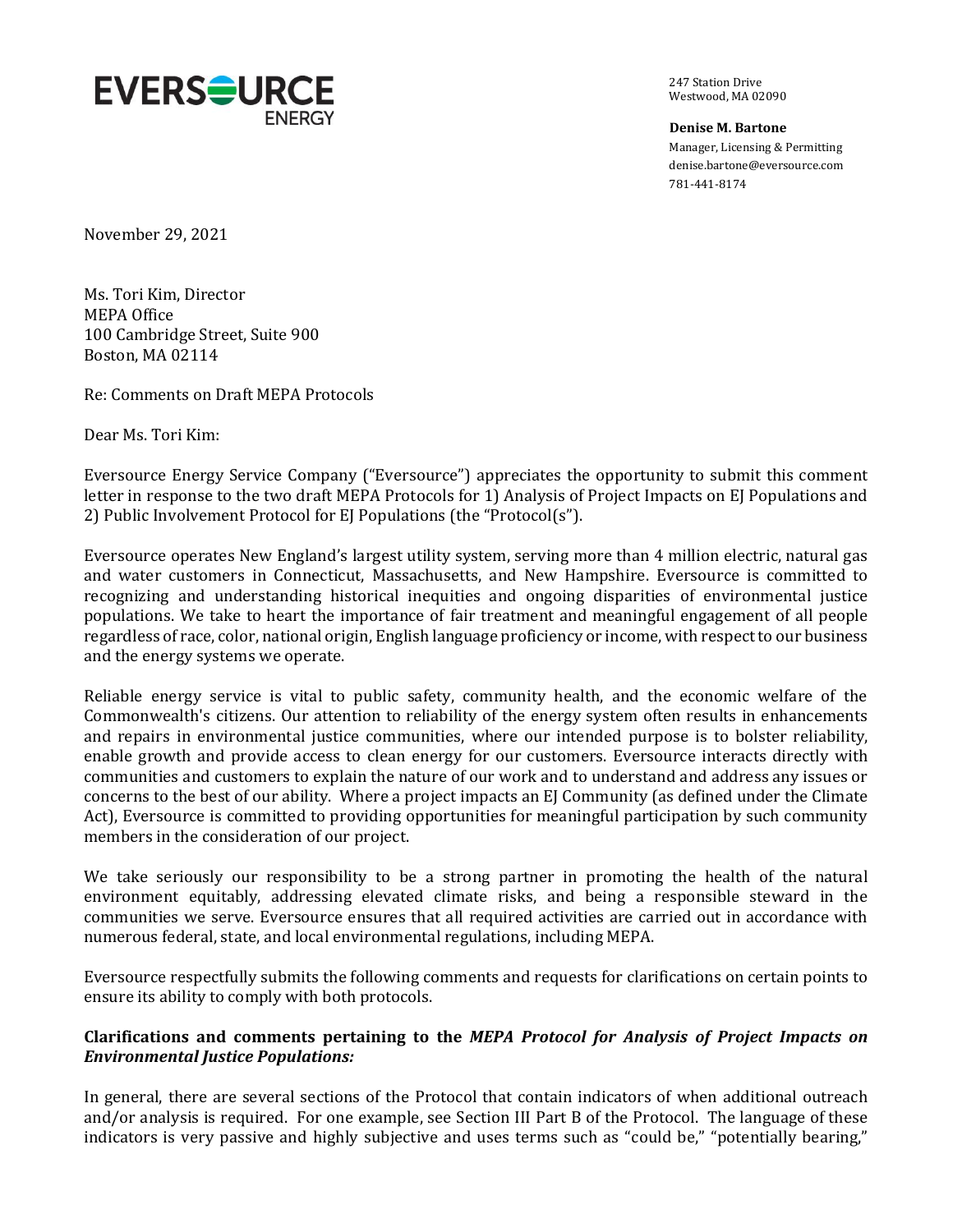EVERSOURCE ENERGY

247 Station Drive
Westwood, MA 02090

**Denise M. Bartone**
Manager, Licensing & Permitting
denise.bartone@eversource.com
781-441-8174

November 29, 2021

Ms. Tori Kim, Director
MEPA Office
100 Cambridge Street, Suite 900
Boston, MA 02114

Re: Comments on Draft MEPA Protocols

Dear Ms. Tori Kim:

Eversource Energy Service Company ("Eversource") appreciates the opportunity to submit this comment letter in response to the two draft MEPA Protocols for 1) Analysis of Project Impacts on EJ Populations and 2) Public Involvement Protocol for EJ Populations (the "Protocol(s").

Eversource operates New England's largest utility system, serving more than 4 million electric, natural gas and water customers in Connecticut, Massachusetts, and New Hampshire. Eversource is committed to recognizing and understanding historical inequities and ongoing disparities of environmental justice populations. We take to heart the importance of fair treatment and meaningful engagement of all people regardless of race, color, national origin, English language proficiency or income, with respect to our business and the energy systems we operate.

Reliable energy service is vital to public safety, community health, and the economic welfare of the Commonwealth's citizens. Our attention to reliability of the energy system often results in enhancements and repairs in environmental justice communities, where our intended purpose is to bolster reliability, enable growth and provide access to clean energy for our customers. Eversource interacts directly with communities and customers to explain the nature of our work and to understand and address any issues or concerns to the best of our ability. Where a project impacts an EJ Community (as defined under the Climate Act), Eversource is committed to providing opportunities for meaningful participation by such community members in the consideration of our project.

We take seriously our responsibility to be a strong partner in promoting the health of the natural environment equitably, addressing elevated climate risks, and being a responsible steward in the communities we serve. Eversource ensures that all required activities are carried out in accordance with numerous federal, state, and local environmental regulations, including MEPA.

Eversource respectfully submits the following comments and requests for clarifications on certain points to ensure its ability to comply with both protocols.

**Clarifications and comments pertaining to the *MEPA Protocol for Analysis of Project Impacts on Environmental Justice Populations:***

In general, there are several sections of the Protocol that contain indicators of when additional outreach and/or analysis is required. For one example, see Section III Part B of the Protocol. The language of these indicators is very passive and highly subjective and uses terms such as "could be," "potentially bearing,"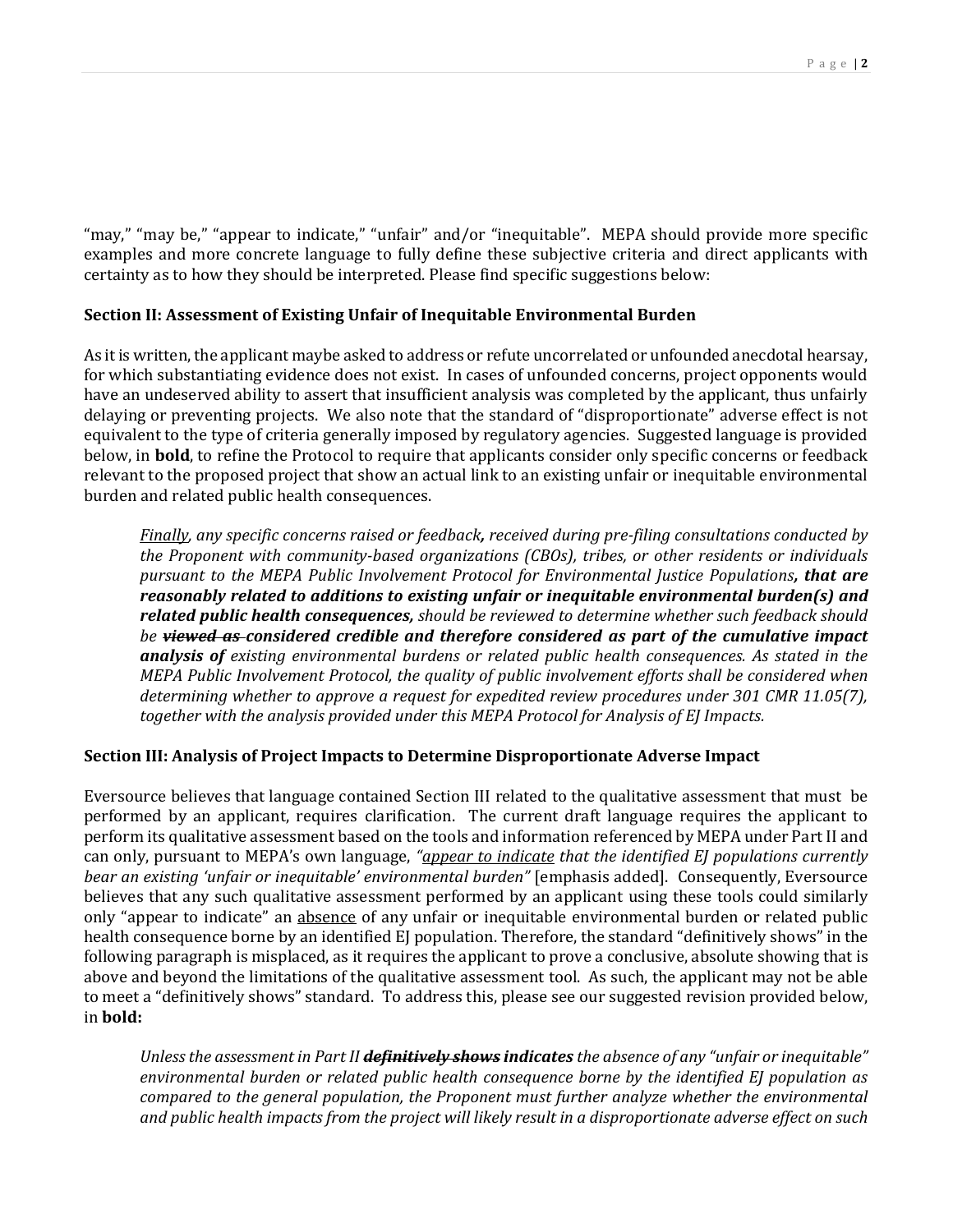"may," "may be," "appear to indicate," "unfair" and/or "inequitable". MEPA should provide more specific examples and more concrete language to fully define these subjective criteria and direct applicants with certainty as to how they should be interpreted. Please find specific suggestions below:

**Section II: Assessment of Existing Unfair of Inequitable Environmental Burden**

As it is written, the applicant maybe asked to address or refute uncorrelated or unfounded anecdotal hearsay, for which substantiating evidence does not exist. In cases of unfounded concerns, project opponents would have an undeserved ability to assert that insufficient analysis was completed by the applicant, thus unfairly delaying or preventing projects. We also note that the standard of "disproportionate" adverse effect is not equivalent to the type of criteria generally imposed by regulatory agencies. Suggested language is provided below, in **bold**, to refine the Protocol to require that applicants consider only specific concerns or feedback relevant to the proposed project that show an actual link to an existing unfair or inequitable environmental burden and related public health consequences.

> *<u>Finally</u>, any specific concerns raised or feedback**,** received during pre-filing consultations conducted by the Proponent with community-based organizations (CBOs), tribes, or other residents or individuals pursuant to the MEPA Public Involvement Protocol for Environmental Justice Populations**, that are reasonably related to additions to existing unfair or inequitable environmental burden(s) and related public health consequences,** should be reviewed to determine whether such feedback should be **~~viewed as~~ considered credible and therefore considered as part of the cumulative impact analysis of** existing environmental burdens or related public health consequences. As stated in the MEPA Public Involvement Protocol, the quality of public involvement efforts shall be considered when determining whether to approve a request for expedited review procedures under 301 CMR 11.05(7), together with the analysis provided under this MEPA Protocol for Analysis of EJ Impacts.*

**Section III: Analysis of Project Impacts to Determine Disproportionate Adverse Impact**

Eversource believes that language contained Section III related to the qualitative assessment that must be performed by an applicant, requires clarification. The current draft language requires the applicant to perform its qualitative assessment based on the tools and information referenced by MEPA under Part II and can only, pursuant to MEPA's own language, *"<u>appear to indicate</u> that the identified EJ populations currently bear an existing 'unfair or inequitable' environmental burden"* [emphasis added]. Consequently, Eversource believes that any such qualitative assessment performed by an applicant using these tools could similarly only "appear to indicate" an <u>absence</u> of any unfair or inequitable environmental burden or related public health consequence borne by an identified EJ population. Therefore, the standard "definitively shows" in the following paragraph is misplaced, as it requires the applicant to prove a conclusive, absolute showing that is above and beyond the limitations of the qualitative assessment tool. As such, the applicant may not be able to meet a "definitively shows" standard. To address this, please see our suggested revision provided below, in **bold:**

> *Unless the assessment in Part II **~~definitively shows~~ indicates** the absence of any "unfair or inequitable" environmental burden or related public health consequence borne by the identified EJ population as compared to the general population, the Proponent must further analyze whether the environmental and public health impacts from the project will likely result in a disproportionate adverse effect on such*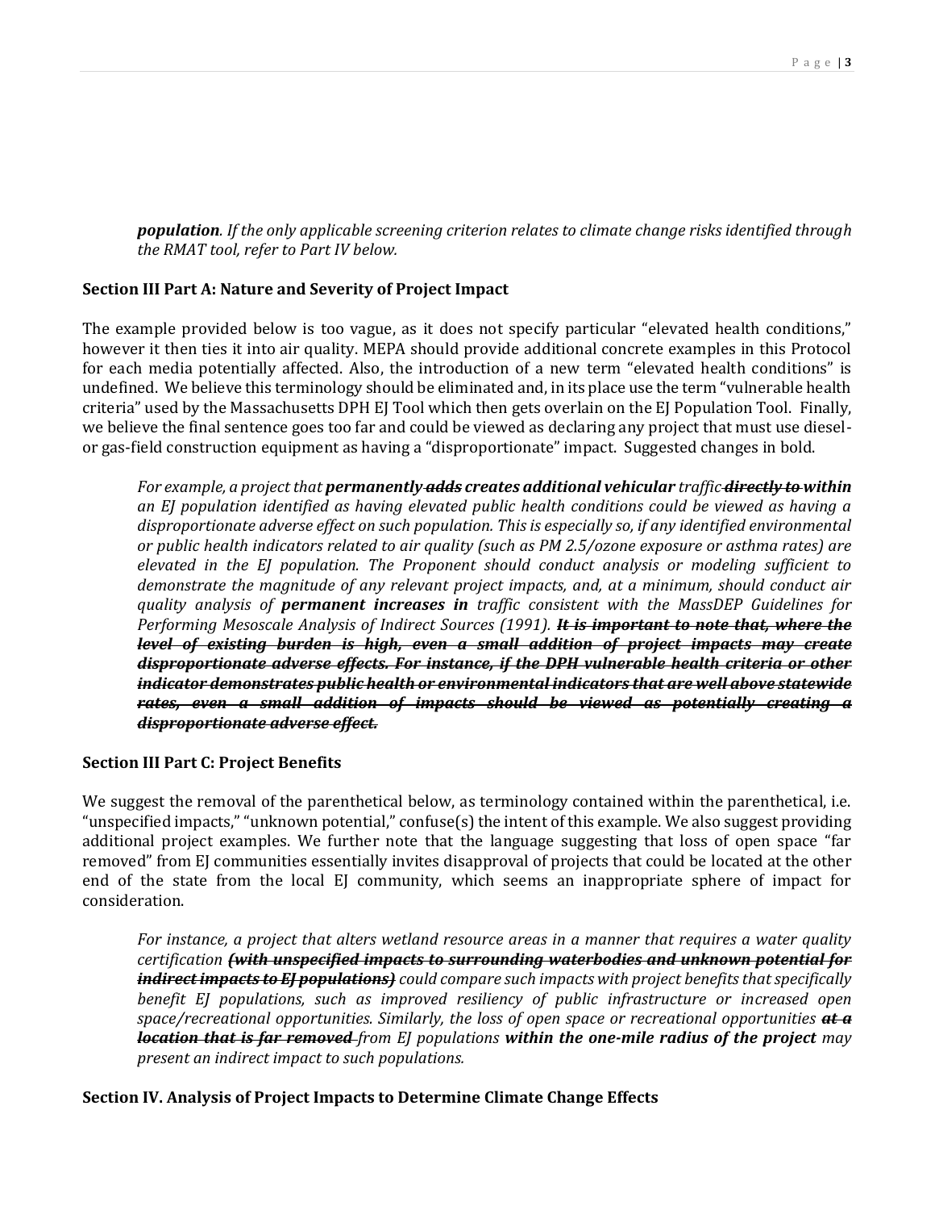***population***. *If the only applicable screening criterion relates to climate change risks identified through the RMAT tool, refer to Part IV below.*

**Section III Part A: Nature and Severity of Project Impact**

The example provided below is too vague, as it does not specify particular "elevated health conditions," however it then ties it into air quality. MEPA should provide additional concrete examples in this Protocol for each media potentially affected. Also, the introduction of a new term "elevated health conditions" is undefined. We believe this terminology should be eliminated and, in its place use the term "vulnerable health criteria" used by the Massachusetts DPH EJ Tool which then gets overlain on the EJ Population Tool. Finally, we believe the final sentence goes too far and could be viewed as declaring any project that must use diesel- or gas-field construction equipment as having a "disproportionate" impact. Suggested changes in bold.

> *For example, a project that* ***permanently*** ~~***adds***~~ ***creates additional vehicular*** *traffic* ~~***directly to***~~ ***within*** *an EJ population identified as having elevated public health conditions could be viewed as having a disproportionate adverse effect on such population. This is especially so, if any identified environmental or public health indicators related to air quality (such as PM 2.5/ozone exposure or asthma rates) are elevated in the EJ population. The Proponent should conduct analysis or modeling sufficient to demonstrate the magnitude of any relevant project impacts, and, at a minimum, should conduct air quality analysis of* ***permanent increases in*** *traffic consistent with the MassDEP Guidelines for Performing Mesoscale Analysis of Indirect Sources (1991).* ~~***It is important to note that, where the level of existing burden is high, even a small addition of project impacts may create disproportionate adverse effects. For instance, if the DPH vulnerable health criteria or other indicator demonstrates public health or environmental indicators that are well above statewide rates, even a small addition of impacts should be viewed as potentially creating a disproportionate adverse effect.***~~

**Section III Part C: Project Benefits**

We suggest the removal of the parenthetical below, as terminology contained within the parenthetical, i.e. "unspecified impacts," "unknown potential," confuse(s) the intent of this example. We also suggest providing additional project examples. We further note that the language suggesting that loss of open space "far removed" from EJ communities essentially invites disapproval of projects that could be located at the other end of the state from the local EJ community, which seems an inappropriate sphere of impact for consideration.

> *For instance, a project that alters wetland resource areas in a manner that requires a water quality certification* ~~***(with unspecified impacts to surrounding waterbodies and unknown potential for indirect impacts to EJ populations)***~~ *could compare such impacts with project benefits that specifically benefit EJ populations, such as improved resiliency of public infrastructure or increased open space/recreational opportunities. Similarly, the loss of open space or recreational opportunities* ~~***at a location that is far removed***~~ *from EJ populations* ***within the one-mile radius of the project*** *may present an indirect impact to such populations.*

**Section IV. Analysis of Project Impacts to Determine Climate Change Effects**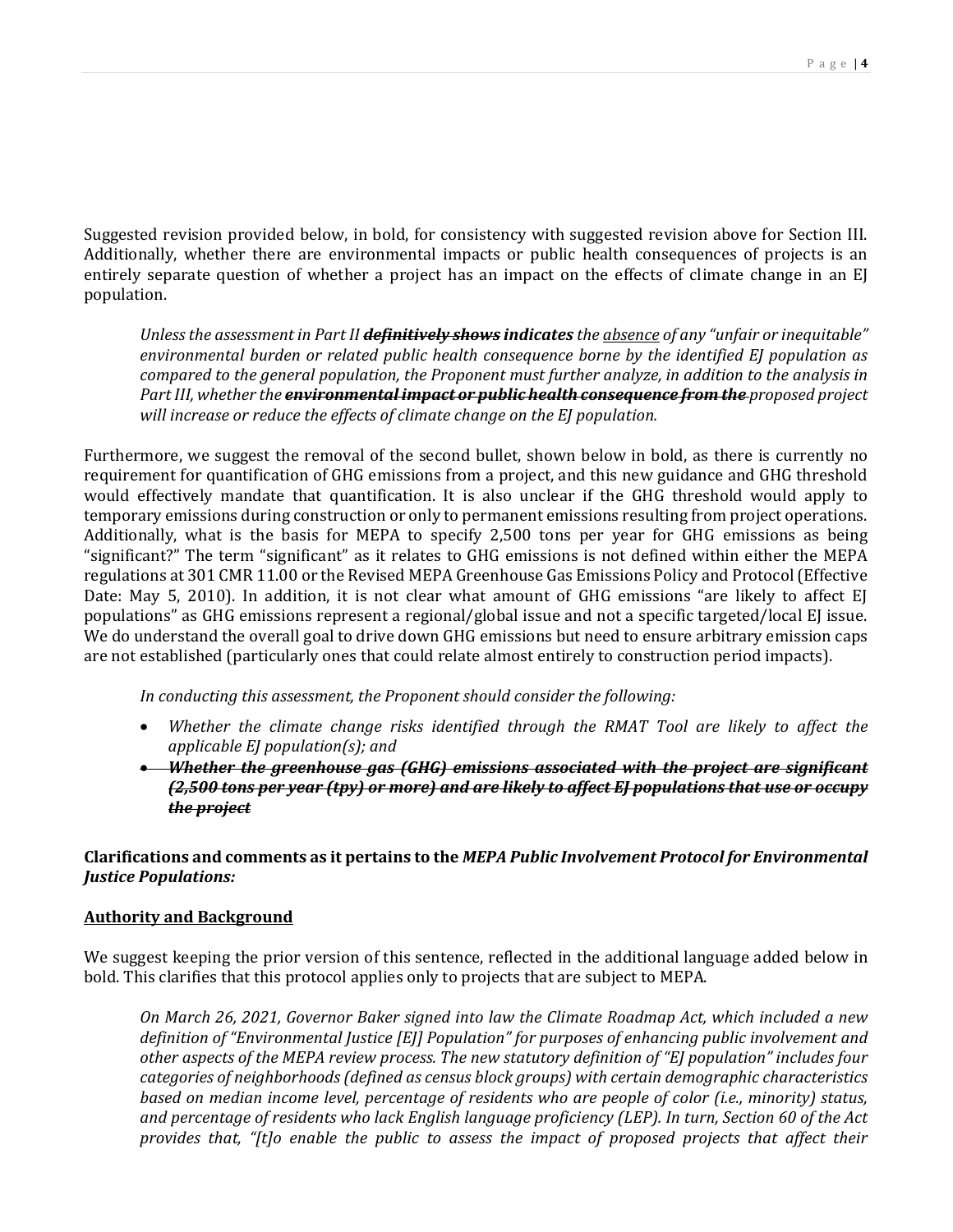Suggested revision provided below, in bold, for consistency with suggested revision above for Section III. Additionally, whether there are environmental impacts or public health consequences of projects is an entirely separate question of whether a project has an impact on the effects of climate change in an EJ population.

> *Unless the assessment in Part II* ***~~definitively shows~~ indicates*** *the* <u>*absence*</u> *of any "unfair or inequitable" environmental burden or related public health consequence borne by the identified EJ population as compared to the general population, the Proponent must further analyze, in addition to the analysis in Part III, whether the* ***~~environmental impact or public health consequence from the~~*** *proposed project will increase or reduce the effects of climate change on the EJ population.*

Furthermore, we suggest the removal of the second bullet, shown below in bold, as there is currently no requirement for quantification of GHG emissions from a project, and this new guidance and GHG threshold would effectively mandate that quantification. It is also unclear if the GHG threshold would apply to temporary emissions during construction or only to permanent emissions resulting from project operations. Additionally, what is the basis for MEPA to specify 2,500 tons per year for GHG emissions as being "significant?" The term "significant" as it relates to GHG emissions is not defined within either the MEPA regulations at 301 CMR 11.00 or the Revised MEPA Greenhouse Gas Emissions Policy and Protocol (Effective Date: May 5, 2010). In addition, it is not clear what amount of GHG emissions "are likely to affect EJ populations" as GHG emissions represent a regional/global issue and not a specific targeted/local EJ issue. We do understand the overall goal to drive down GHG emissions but need to ensure arbitrary emission caps are not established (particularly ones that could relate almost entirely to construction period impacts).

> *In conducting this assessment, the Proponent should consider the following:*
>
> - *Whether the climate change risks identified through the RMAT Tool are likely to affect the applicable EJ population(s); and*
> - ***~~Whether the greenhouse gas (GHG) emissions associated with the project are significant (2,500 tons per year (tpy) or more) and are likely to affect EJ populations that use or occupy the project~~***

**Clarifications and comments as it pertains to the *MEPA Public Involvement Protocol for Environmental Justice Populations:***

**<u>Authority and Background</u>**

We suggest keeping the prior version of this sentence, reflected in the additional language added below in bold. This clarifies that this protocol applies only to projects that are subject to MEPA.

> *On March 26, 2021, Governor Baker signed into law the Climate Roadmap Act, which included a new definition of "Environmental Justice [EJ] Population" for purposes of enhancing public involvement and other aspects of the MEPA review process. The new statutory definition of "EJ population" includes four categories of neighborhoods (defined as census block groups) with certain demographic characteristics based on median income level, percentage of residents who are people of color (i.e., minority) status, and percentage of residents who lack English language proficiency (LEP). In turn, Section 60 of the Act provides that, "[t]o enable the public to assess the impact of proposed projects that affect their*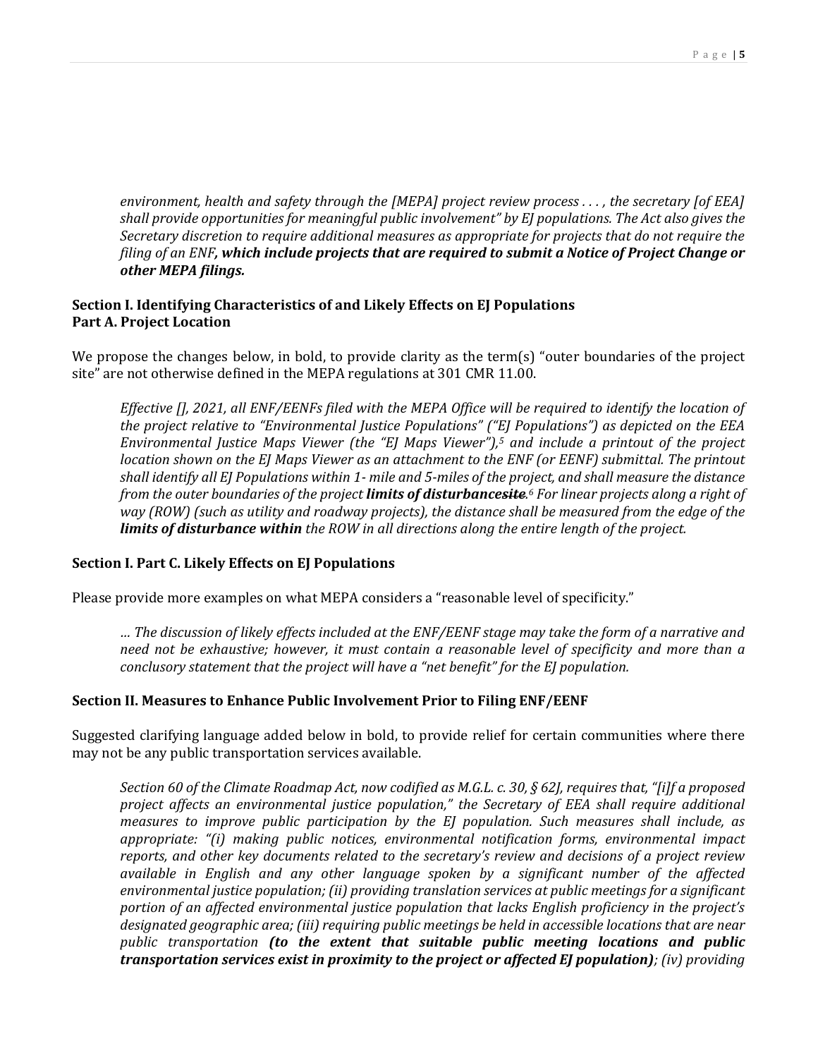*environment, health and safety through the [MEPA] project review process . . . , the secretary [of EEA] shall provide opportunities for meaningful public involvement" by EJ populations. The Act also gives the Secretary discretion to require additional measures as appropriate for projects that do not require the filing of an ENF****, which include projects that are required to submit a Notice of Project Change or other MEPA filings.***

**Section I. Identifying Characteristics of and Likely Effects on EJ Populations**
**Part A. Project Location**

We propose the changes below, in bold, to provide clarity as the term(s) "outer boundaries of the project site" are not otherwise defined in the MEPA regulations at 301 CMR 11.00.

> *Effective [], 2021, all ENF/EENFs filed with the MEPA Office will be required to identify the location of the project relative to "Environmental Justice Populations" ("EJ Populations") as depicted on the EEA Environmental Justice Maps Viewer (the "EJ Maps Viewer"),[5] and include a printout of the project location shown on the EJ Maps Viewer as an attachment to the ENF (or EENF) submittal. The printout shall identify all EJ Populations within 1- mile and 5-miles of the project, and shall measure the distance from the outer boundaries of the project* ***limits of disturbance****~~site~~.[6] For linear projects along a right of way (ROW) (such as utility and roadway projects), the distance shall be measured from the edge of the* ***limits of disturbance within*** *the ROW in all directions along the entire length of the project.*

**Section I. Part C. Likely Effects on EJ Populations**

Please provide more examples on what MEPA considers a "reasonable level of specificity."

> *… The discussion of likely effects included at the ENF/EENF stage may take the form of a narrative and need not be exhaustive; however, it must contain a reasonable level of specificity and more than a conclusory statement that the project will have a "net benefit" for the EJ population.*

**Section II. Measures to Enhance Public Involvement Prior to Filing ENF/EENF**

Suggested clarifying language added below in bold, to provide relief for certain communities where there may not be any public transportation services available.

> *Section 60 of the Climate Roadmap Act, now codified as M.G.L. c. 30, § 62J, requires that, "[i]f a proposed project affects an environmental justice population," the Secretary of EEA shall require additional measures to improve public participation by the EJ population. Such measures shall include, as appropriate: "(i) making public notices, environmental notification forms, environmental impact reports, and other key documents related to the secretary's review and decisions of a project review available in English and any other language spoken by a significant number of the affected environmental justice population; (ii) providing translation services at public meetings for a significant portion of an affected environmental justice population that lacks English proficiency in the project's designated geographic area; (iii) requiring public meetings be held in accessible locations that are near public transportation* ***(to the extent that suitable public meeting locations and public transportation services exist in proximity to the project or affected EJ population)****; (iv) providing*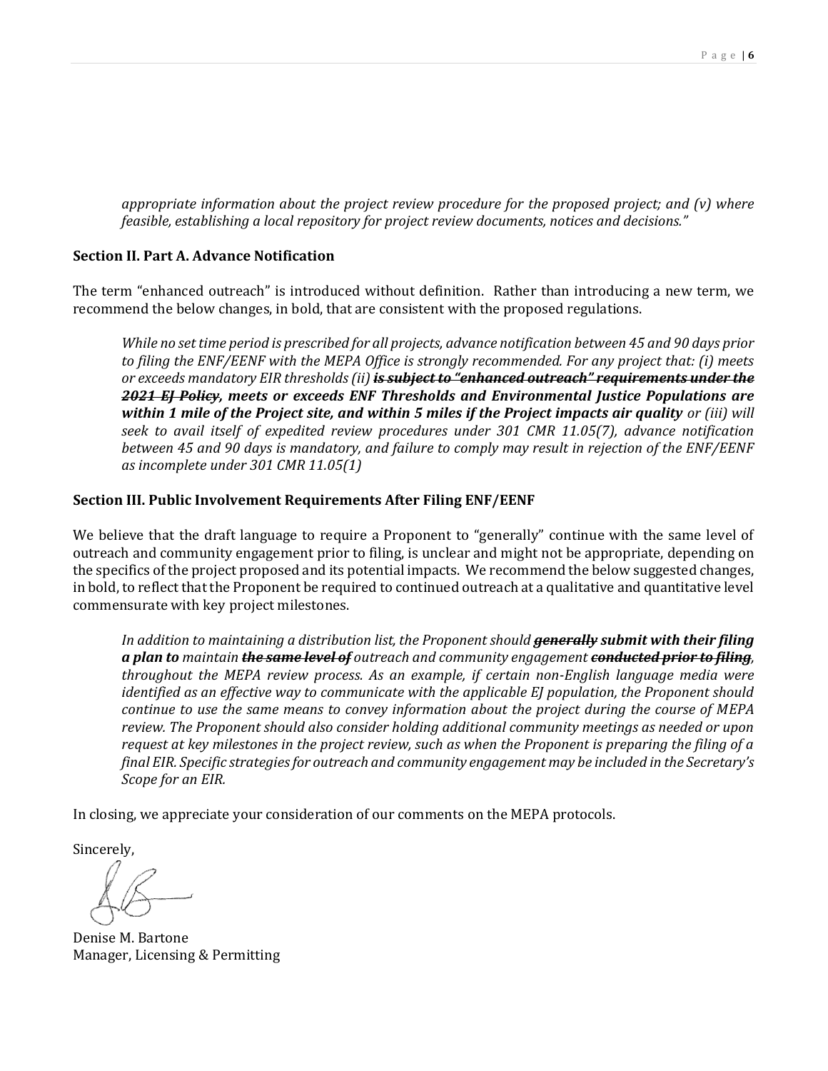*appropriate information about the project review procedure for the proposed project; and (v) where feasible, establishing a local repository for project review documents, notices and decisions."*

**Section II. Part A. Advance Notification**

The term "enhanced outreach" is introduced without definition. Rather than introducing a new term, we recommend the below changes, in bold, that are consistent with the proposed regulations.

> *While no set time period is prescribed for all projects, advance notification between 45 and 90 days prior to filing the ENF/EENF with the MEPA Office is strongly recommended. For any project that: (i) meets or exceeds mandatory EIR thresholds (ii)* ***~~is subject to "enhanced outreach" requirements under the 2021 EJ Policy~~, meets or exceeds ENF Thresholds and Environmental Justice Populations are within 1 mile of the Project site, and within 5 miles if the Project impacts air quality*** *or (iii) will seek to avail itself of expedited review procedures under 301 CMR 11.05(7), advance notification between 45 and 90 days is mandatory, and failure to comply may result in rejection of the ENF/EENF as incomplete under 301 CMR 11.05(1)*

**Section III. Public Involvement Requirements After Filing ENF/EENF**

We believe that the draft language to require a Proponent to "generally" continue with the same level of outreach and community engagement prior to filing, is unclear and might not be appropriate, depending on the specifics of the project proposed and its potential impacts. We recommend the below suggested changes, in bold, to reflect that the Proponent be required to continued outreach at a qualitative and quantitative level commensurate with key project milestones.

> *In addition to maintaining a distribution list, the Proponent should* ***~~generally~~ submit with their filing a plan to*** *maintain* ***~~the same level of~~*** *outreach and community engagement* ***~~conducted prior to filing~~****, throughout the MEPA review process. As an example, if certain non-English language media were identified as an effective way to communicate with the applicable EJ population, the Proponent should continue to use the same means to convey information about the project during the course of MEPA review. The Proponent should also consider holding additional community meetings as needed or upon request at key milestones in the project review, such as when the Proponent is preparing the filing of a final EIR. Specific strategies for outreach and community engagement may be included in the Secretary's Scope for an EIR.*

In closing, we appreciate your consideration of our comments on the MEPA protocols.

Sincerely,

Denise M. Bartone
Manager, Licensing & Permitting